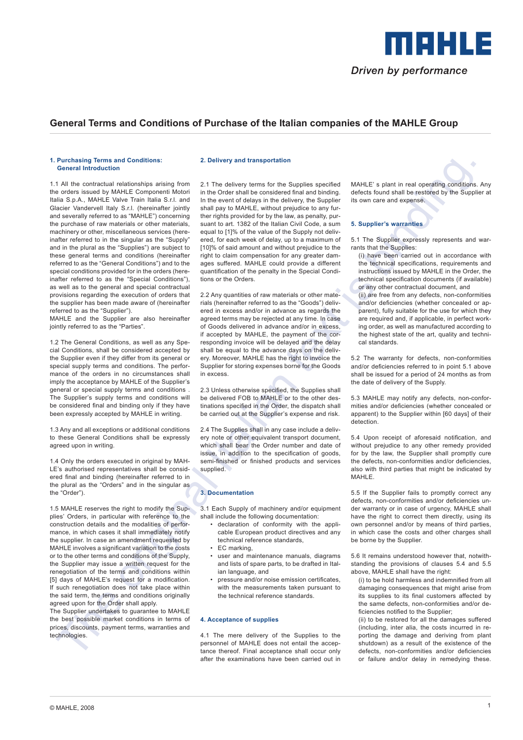**MAHLE**

*Driven by performance*

# General Terms and Conditions of Purchase of the Italian companies of the MAHLE Group

## 1. Purchasing Terms and Conditions: General Introduction

1.1 All the contractual relationships arising from the orders issued by MAHLE Componenti Motori Italia S.p.A., MAHLE Valve Train Italia S.r.l. and Glacier Vandervell Italy S.r.l. (hereinafter jointly and severally referred to as "MAHLE") concerning the purchase of raw materials or other materials, machinery or other, miscellaneous services (hereinafter referred to in the singular as the "Supply" and in the plural as the "Supplies") are subject to these general terms and conditions (hereinafter referred to as the "General Conditions") and to the special conditions provided for in the orders (hereinafter referred to as the "Special Conditions"), as well as to the general and special contractual provisions regarding the execution of orders that the supplier has been made aware of (hereinafter referred to as the "Supplier").
MAHLE and the Supplier are also hereinafter jointly referred to as the "Parties".

1.2 The General Conditions, as well as any Special Conditions, shall be considered accepted by the Supplier even if they differ from its general or special supply terms and conditions. The performance of the orders in no circumstances shall imply the acceptance by MAHLE of the Supplier's general or special supply terms and conditions . The Supplier's supply terms and conditions will be considered final and binding only if they have been expressly accepted by MAHLE in writing.

1.3 Any and all exceptions or additional conditions to these General Conditions shall be expressly agreed upon in writing.

1.4 Only the orders executed in original by MAHLE's authorised representatives shall be considered final and binding (hereinafter referred to in the plural as the "Orders" and in the singular as the "Order").

1.5 MAHLE reserves the right to modify the Supplies' Orders, in particular with reference to the construction details and the modalities of performance, in which cases it shall immediately notify the supplier. In case an amendment requested by MAHLE involves a significant variation to the costs or to the other terms and conditions of the Supply, the Supplier may issue a written request for the renegotiation of the terms and conditions within [5] days of MAHLE's request for a modification. If such renegotiation does not take place within the said term, the terms and conditions originally agreed upon for the Order shall apply.
The Supplier undertakes to guarantee to MAHLE the best possible market conditions in terms of prices, discounts, payment terms, warranties and technologies.

## 2. Delivery and transportation

2.1 The delivery terms for the Supplies specified in the Order shall be considered final and binding. In the event of delays in the delivery, the Supplier shall pay to MAHLE, without prejudice to any further rights provided for by the law, as penalty, pursuant to art. 1382 of the Italian Civil Code, a sum equal to [1]% of the value of the Supply not delivered, for each week of delay, up to a maximum of [10]% of said amount and without prejudice to the right to claim compensation for any greater damages suffered. MAHLE could provide a different quantification of the penalty in the Special Conditions or the Orders.

2.2 Any quantities of raw materials or other materials (hereinafter referred to as the "Goods") delivered in excess and/or in advance as regards the agreed terms may be rejected at any time. In case of Goods delivered in advance and/or in excess, if accepted by MAHLE, the payment of the corresponding invoice will be delayed and the delay shall be equal to the advance days on the delivery. Moreover, MAHLE has the right to invoice the Supplier for storing expenses borne for the Goods in excess.

2.3 Unless otherwise specified, the Supplies shall be delivered FOB to MAHLE or to the other destinations specified in the Order, the dispatch shall be carried out at the Supplier's expense and risk.

2.4 The Supplies shall in any case include a delivery note or other equivalent transport document, which shall bear the Order number and date of issue, in addition to the specification of goods, semi-finished or finished products and services supplied.

## 3. Documentation

3.1 Each Supply of machinery and/or equipment shall include the following documentation:

- declaration of conformity with the applicable European product directives and any technical reference standards,
- EC marking,
- user and maintenance manuals, diagrams and lists of spare parts, to be drafted in Italian language, and
- pressure and/or noise emission certificates, with the measurements taken pursuant to the technical reference standards.

## 4. Acceptance of supplies

4.1 The mere delivery of the Supplies to the personnel of MAHLE does not entail the acceptance thereof. Final acceptance shall occur only after the examinations have been carried out in MAHLE' s plant in real operating conditions. Any defects found shall be restored by the Supplier at its own care and expense.

## 5. Supplier's warranties

5.1 The Supplier expressly represents and warrants that the Supplies:

(i) have been carried out in accordance with the technical specifications, requirements and instructions issued by MAHLE in the Order, the technical specification documents (if available) or any other contractual document, and

(ii) are free from any defects, non-conformities and/or deficiencies (whether concealed or apparent), fully suitable for the use for which they are required and, if applicable, in perfect working order, as well as manufactured according to the highest state of the art, quality and technical standards.

5.2 The warranty for defects, non-conformities and/or deficiencies referred to in point 5.1 above shall be issued for a period of 24 months as from the date of delivery of the Supply.

5.3 MAHLE may notify any defects, non-conformities and/or deficiencies (whether concealed or apparent) to the Supplier within [60 days] of their detection.

5.4 Upon receipt of aforesaid notification, and without prejudice to any other remedy provided for by the law, the Supplier shall promptly cure the defects, non-conformities and/or deficiencies, also with third parties that might be indicated by MAHLE.

5.5 If the Supplier fails to promptly correct any defects, non-conformities and/or deficiencies under warranty or in case of urgency, MAHLE shall have the right to correct them directly, using its own personnel and/or by means of third parties, in which case the costs and other charges shall be borne by the Supplier.

5.6 It remains understood however that, notwithstanding the provisions of clauses 5.4 and 5.5 above, MAHLE shall have the right:

(i) to be hold harmless and indemnified from all damaging consequences that might arise from its supplies to its final customers affected by the same defects, non-conformities and/or deficiencies notified to the Supplier;

(ii) to be restored for all the damages suffered (including, inter alia, the costs incurred in reporting the damage and deriving from plant shutdown) as a result of the existence of the defects, non-conformities and/or deficiencies or failure and/or delay in remedying these.

© MAHLE, 2008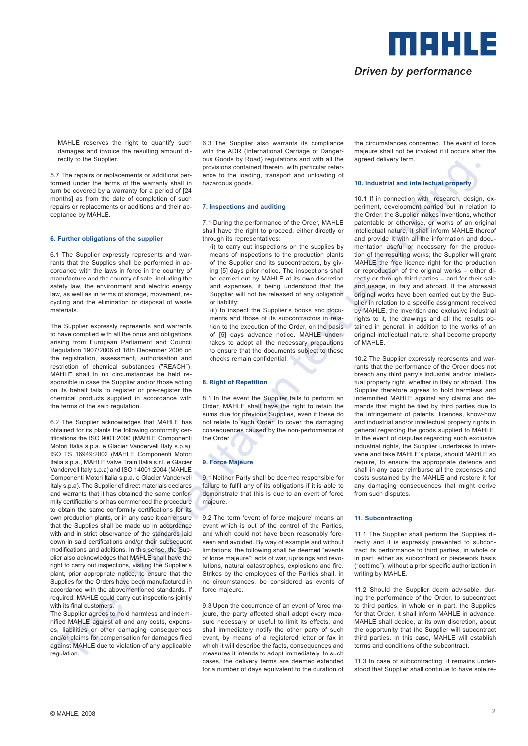MAHLE reserves the right to quantify such damages and invoice the resulting amount directly to the Supplier.

5.7 The repairs or replacements or additions performed under the terms of the warranty shall in turn be covered by a warranty for a period of [24 months] as from the date of completion of such repairs or replacements or additions and their acceptance by MAHLE.

### 6. Further obligations of the supplier

6.1 The Supplier expressly represents and warrants that the Supplies shall be performed in accordance with the laws in force in the country of manufacture and the country of sale, including the safety law, the environment and electric energy law, as well as in terms of storage, movement, recycling and the elimination or disposal of waste materials.

The Supplier expressly represents and warrants to have complied with all the onus and obligations arising from European Parliament and Council Regulation 1907/2006 of 18th December 2006 on the registration, assessment, authorisation and restriction of chemical substances ("REACH"). MAHLE shall in no circumstances be held responsible in case the Supplier and/or those acting on its behalf fails to register or pre-register the chemical products supplied in accordance with the terms of the said regulation.

6.2 The Supplier acknowledges that MAHLE has obtained for its plants the following conformity certifications the ISO 9001:2000 (MAHLE Componenti Motori Italia s.p.a. e Glacier Vandervell Italy s.p.a), ISO TS 16949:2002 (MAHLE Componenti Motori Italia s.p.a., MAHLE Valve Train Italia s.r.l. e Glacier Vandervell Italy s.p.a) and ISO 14001:2004 (MAHLE Componenti Motori Italia s.p.a. e Glacier Vandervell Italy s.p.a). The Supplier of direct materials declares and warrants that it has obtained the same conformity certifications or has commenced the procedure to obtain the same conformity certifications for its own production plants, or in any case it can ensure that the Supplies shall be made up in accordance with and in strict observance of the standards laid down in said certifications and/or their subsequent modifications and additions. In this sense, the Supplier also acknowledges that MAHLE shall have the right to carry out inspections, visiting the Supplier's plant, prior appropriate notice, to ensure that the Supplies for the Orders have been manufactured in accordance with the abovementioned standards. If required, MAHLE could carry out inspections jointly with its final customers.
The Supplier agrees to hold harmless and indemnified MAHLE against all and any costs, expenses, liabilities or other damaging consequences and/or claims for compensation for damages filed against MAHLE due to violation of any applicable regulation.

6.3 The Supplier also warrants its compliance with the ADR (International Carriage of Dangerous Goods by Road) regulations and with all the provisions contained therein, with particular reference to the loading, transport and unloading of hazardous goods.

### 7. Inspections and auditing

7.1 During the performance of the Order, MAHLE shall have the right to proceed, either directly or through its representatives:

(i) to carry out inspections on the supplies by means of inspections to the production plants of the Supplier and its subcontractors, by giving [5] days prior notice. The inspections shall be carried out by MAHLE at its own discretion and expenses, it being understood that the Supplier will not be released of any obligation or liability;

(ii) to inspect the Supplier's books and documents and those of its subcontractors in relation to the execution of the Order, on the basis of [5] days advance notice. MAHLE undertakes to adopt all the necessary precautions to ensure that the documents subject to these checks remain confidential.

### 8. Right of Repetition

8.1 In the event the Supplier fails to perform an Order, MAHLE shall have the right to retain the sums due for previous Supplies, even if these do not relate to such Order, to cover the damaging consequences caused by the non-performance of the Order.

### 9. Force Majeure

9.1 Neither Party shall be deemed responsible for failure to fulfil any of its obligations if it is able to demonstrate that this is due to an event of force majeure.

9.2 The term 'event of force majeure' means an event which is out of the control of the Parties, and which could not have been reasonably foreseen and avoided. By way of example and without limitations, the following shall be deemed "events of force majeure": acts of war, uprisings and revolutions, natural catastrophes, explosions and fire. Strikes by the employees of the Parties shall, in no circumstances, be considered as events of force majeure.

9.3 Upon the occurrence of an event of force majeure, the party affected shall adopt every measure necessary or useful to limit its effects, and shall immediately notify the other party of such event, by means of a registered letter or fax in which it will describe the facts, consequences and measures it intends to adopt immediately. In such cases, the delivery terms are deemed extended for a number of days equivalent to the duration of the circumstances concerned. The event of force majeure shall not be invoked if it occurs after the agreed delivery term.

### 10. Industrial and intellectual property

10.1 If in connection with research, design, experiment, development carried out in relation to the Order, the Supplier makes inventions, whether patentable or otherwise, or works of an original intellectual nature, it shall inform MAHLE thereof and provide it with all the information and documentation useful or necessary for the production of the resulting works; the Supplier will grant MAHLE the free licence right for the production or reproduction of the original works – either directly or through third parties – and for their sale and usage, in Italy and abroad. If the aforesaid original works have been carried out by the Supplier in relation to a specific assignment received by MAHLE, the invention and exclusive industrial rights to it, the drawings and all the results obtained in general, in addition to the works of an original intellectual nature, shall become property of MAHLE.

10.2 The Supplier expressly represents and warrants that the performance of the Order does not breach any third party's industrial and/or intellectual property right, whether in Italy or abroad. The Supplier therefore agrees to hold harmless and indemnified MAHLE against any claims and demands that might be filed by third parties due to the infringement of patents, licences, know-how and industrial and/or intellectual property rights in general regarding the goods supplied to MAHLE. In the event of disputes regarding such exclusive industrial rights, the Supplier undertakes to intervene and take MAHLE's place, should MAHLE so require, to ensure the appropriate defence and shall in any case reimburse all the expenses and costs sustained by the MAHLE and restore it for any damaging consequences that might derive from such disputes.

### 11. Subcontracting

11.1 The Supplier shall perform the Supplies directly and it is expressly prevented to subcontract its performance to third parties, in whole or in part, either as subcontractor or piecework basis ("cottimo"), without a prior specific authorization in writing by MAHLE.

11.2 Should the Supplier deem advisable, during the performance of the Order, to subcontract to third parties, in whole or in part, the Supplies for that Order, it shall inform MAHLE in advance. MAHLE shall decide, at its own discretion, about the opportunity that the Supplier will subcontract third parties. In this case, MAHLE will establish terms and conditions of the subcontract.

11.3 In case of subcontracting, it remains understood that Supplier shall continue to have sole re-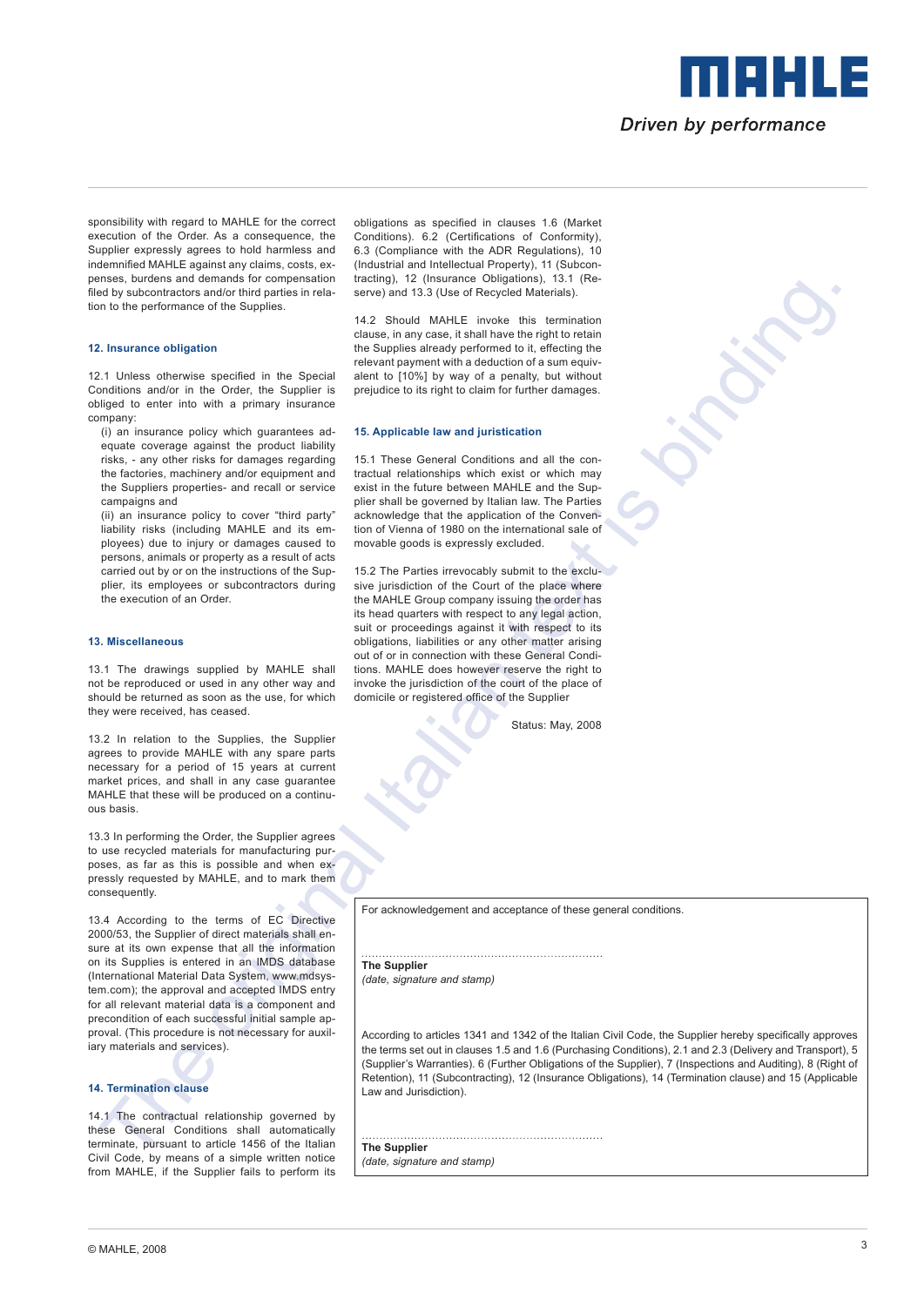sponsibility with regard to MAHLE for the correct execution of the Order. As a consequence, the Supplier expressly agrees to hold harmless and indemnified MAHLE against any claims, costs, expenses, burdens and demands for compensation filed by subcontractors and/or third parties in relation to the performance of the Supplies.

## 12. Insurance obligation

12.1 Unless otherwise specified in the Special Conditions and/or in the Order, the Supplier is obliged to enter into with a primary insurance company:

(i) an insurance policy which guarantees adequate coverage against the product liability risks, - any other risks for damages regarding the factories, machinery and/or equipment and the Suppliers properties- and recall or service campaigns and

(ii) an insurance policy to cover "third party" liability risks (including MAHLE and its employees) due to injury or damages caused to persons, animals or property as a result of acts carried out by or on the instructions of the Supplier, its employees or subcontractors during the execution of an Order.

## 13. Miscellaneous

13.1 The drawings supplied by MAHLE shall not be reproduced or used in any other way and should be returned as soon as the use, for which they were received, has ceased.

13.2 In relation to the Supplies, the Supplier agrees to provide MAHLE with any spare parts necessary for a period of 15 years at current market prices, and shall in any case guarantee MAHLE that these will be produced on a continuous basis.

13.3 In performing the Order, the Supplier agrees to use recycled materials for manufacturing purposes, as far as this is possible and when expressly requested by MAHLE, and to mark them consequently.

13.4 According to the terms of EC Directive 2000/53, the Supplier of direct materials shall ensure at its own expense that all the information on its Supplies is entered in an IMDS database (International Material Data System, www.mdsystem.com); the approval and accepted IMDS entry for all relevant material data is a component and precondition of each successful initial sample approval. (This procedure is not necessary for auxiliary materials and services).

## 14. Termination clause

14.1 The contractual relationship governed by these General Conditions shall automatically terminate, pursuant to article 1456 of the Italian Civil Code, by means of a simple written notice from MAHLE, if the Supplier fails to perform its obligations as specified in clauses 1.6 (Market Conditions). 6.2 (Certifications of Conformity), 6.3 (Compliance with the ADR Regulations), 10 (Industrial and Intellectual Property), 11 (Subcontracting), 12 (Insurance Obligations), 13.1 (Reserve) and 13.3 (Use of Recycled Materials).

14.2 Should MAHLE invoke this termination clause, in any case, it shall have the right to retain the Supplies already performed to it, effecting the relevant payment with a deduction of a sum equivalent to [10%] by way of a penalty, but without prejudice to its right to claim for further damages.

## 15. Applicable law and juristication

15.1 These General Conditions and all the contractual relationships which exist or which may exist in the future between MAHLE and the Supplier shall be governed by Italian law. The Parties acknowledge that the application of the Convention of Vienna of 1980 on the international sale of movable goods is expressly excluded.

15.2 The Parties irrevocably submit to the exclusive jurisdiction of the Court of the place where the MAHLE Group company issuing the order has its head quarters with respect to any legal action, suit or proceedings against it with respect to its obligations, liabilities or any other matter arising out of or in connection with these General Conditions. MAHLE does however reserve the right to invoke the jurisdiction of the court of the place of domicile or registered office of the Supplier

Status: May, 2008

For acknowledgement and acceptance of these general conditions.

....................................................................

**The Supplier**
*(date, signature and stamp)*

According to articles 1341 and 1342 of the Italian Civil Code, the Supplier hereby specifically approves the terms set out in clauses 1.5 and 1.6 (Purchasing Conditions), 2.1 and 2.3 (Delivery and Transport), 5 (Supplier's Warranties). 6 (Further Obligations of the Supplier), 7 (Inspections and Auditing), 8 (Right of Retention), 11 (Subcontracting), 12 (Insurance Obligations), 14 (Termination clause) and 15 (Applicable Law and Jurisdiction).

....................................................................

**The Supplier**
*(date, signature and stamp)*

© MAHLE, 2008